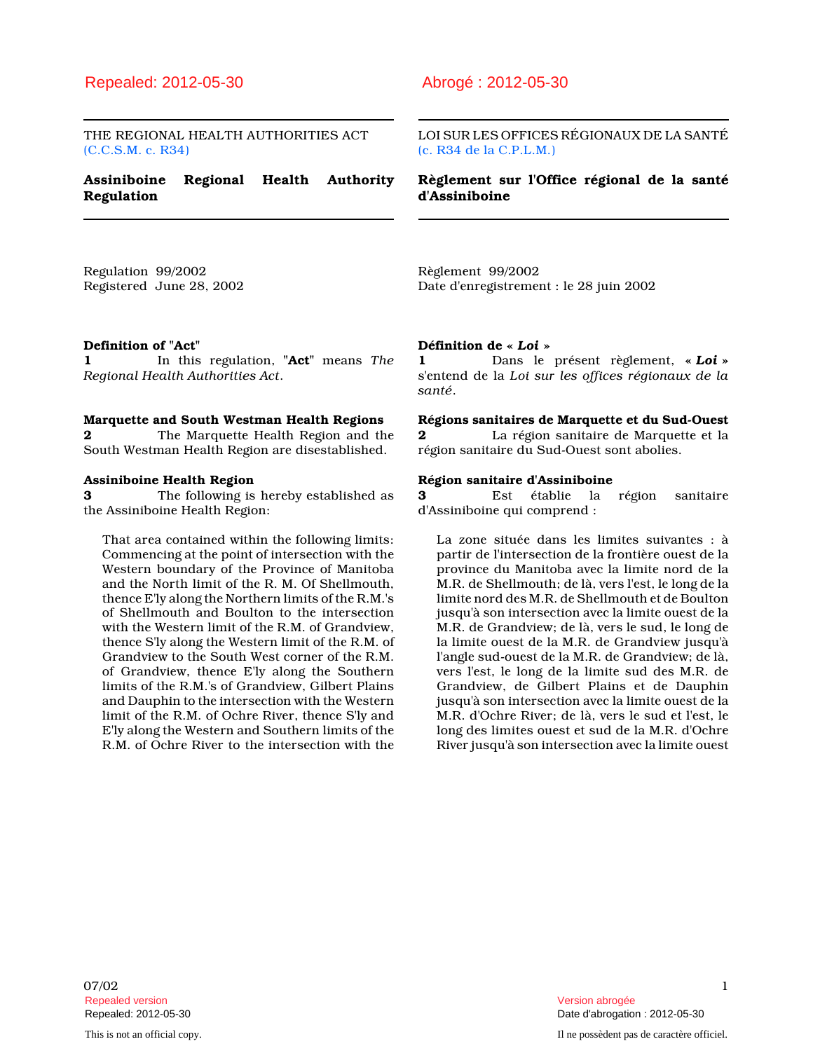Repealed: 2012-05-30

THE REGIONAL HEALTH AUTHORITIES ACT
(C.C.S.M. c. R34)

# Assiniboine Regional Health Authority Regulation

Regulation 99/2002
Registered June 28, 2002

### Definition of "Act"

**1** In this regulation, "**Act**" means *The Regional Health Authorities Act*.

### Marquette and South Westman Health Regions

**2** The Marquette Health Region and the South Westman Health Region are disestablished.

### Assiniboine Health Region

**3** The following is hereby established as the Assiniboine Health Region:

That area contained within the following limits: Commencing at the point of intersection with the Western boundary of the Province of Manitoba and the North limit of the R. M. Of Shellmouth, thence E'ly along the Northern limits of the R.M.'s of Shellmouth and Boulton to the intersection with the Western limit of the R.M. of Grandview, thence S'ly along the Western limit of the R.M. of Grandview to the South West corner of the R.M. of Grandview, thence E'ly along the Southern limits of the R.M.'s of Grandview, Gilbert Plains and Dauphin to the intersection with the Western limit of the R.M. of Ochre River, thence S'ly and E'ly along the Western and Southern limits of the R.M. of Ochre River to the intersection with the

---

Abrogé : 2012-05-30

LOI SUR LES OFFICES RÉGIONAUX DE LA SANTÉ
(c. R34 de la C.P.L.M.)

# Règlement sur l'Office régional de la santé d'Assiniboine

Règlement 99/2002
Date d'enregistrement : le 28 juin 2002

### Définition de « *Loi* »

**1** Dans le présent règlement, « ***Loi*** » s'entend de la *Loi sur les offices régionaux de la santé*.

### Régions sanitaires de Marquette et du Sud-Ouest

**2** La région sanitaire de Marquette et la région sanitaire du Sud-Ouest sont abolies.

### Région sanitaire d'Assiniboine

**3** Est établie la région sanitaire d'Assiniboine qui comprend :

La zone située dans les limites suivantes : à partir de l'intersection de la frontière ouest de la province du Manitoba avec la limite nord de la M.R. de Shellmouth; de là, vers l'est, le long de la limite nord des M.R. de Shellmouth et de Boulton jusqu'à son intersection avec la limite ouest de la M.R. de Grandview; de là, vers le sud, le long de la limite ouest de la M.R. de Grandview jusqu'à l'angle sud-ouest de la M.R. de Grandview; de là, vers l'est, le long de la limite sud des M.R. de Grandview, de Gilbert Plains et de Dauphin jusqu'à son intersection avec la limite ouest de la M.R. d'Ochre River; de là, vers le sud et l'est, le long des limites ouest et sud de la M.R. d'Ochre River jusqu'à son intersection avec la limite ouest

07/02

Repealed version
Repealed: 2012-05-30

This is not an official copy.

Version abrogée
Date d'abrogation : 2012-05-30

Il ne possèdent pas de caractère officiel.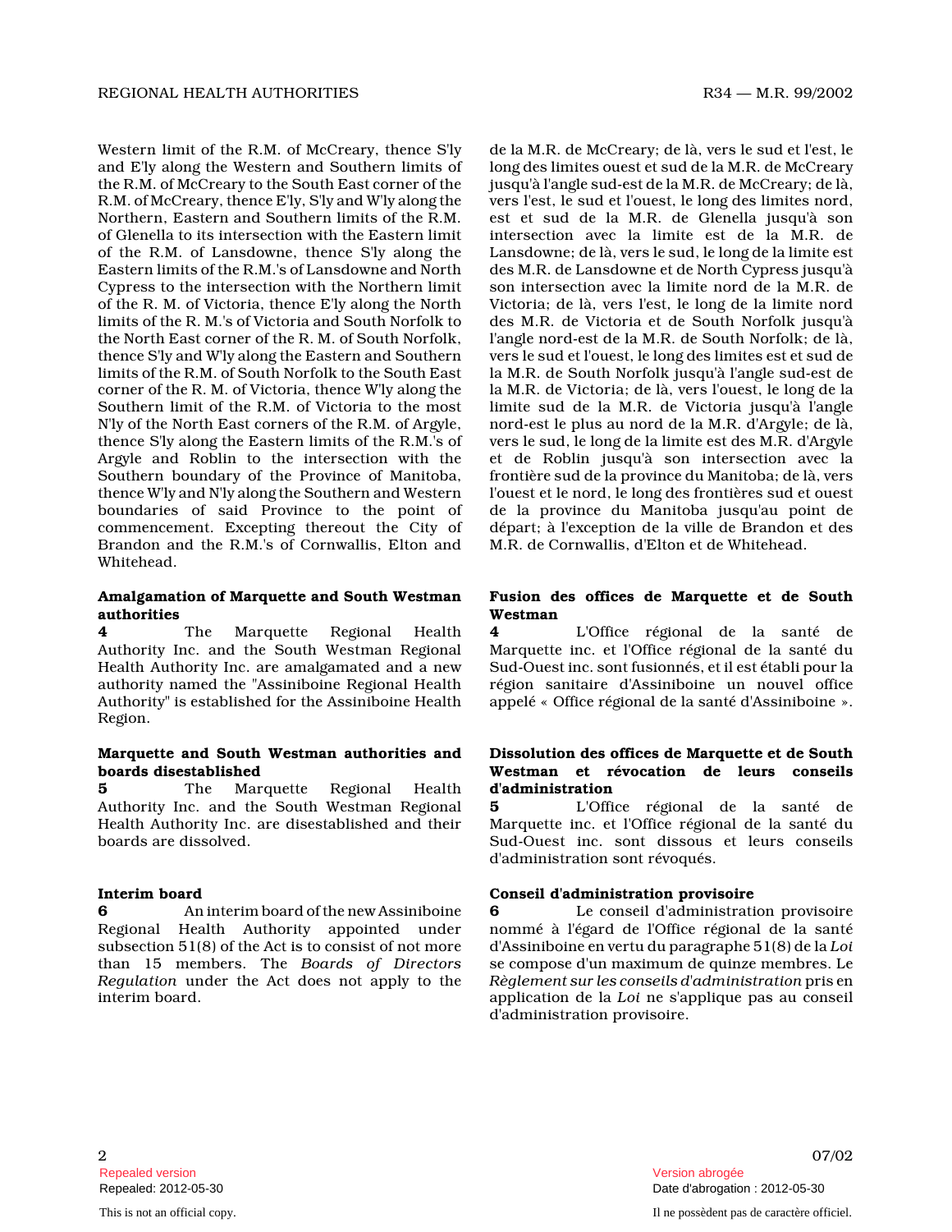Western limit of the R.M. of McCreary, thence S'ly and E'ly along the Western and Southern limits of the R.M. of McCreary to the South East corner of the R.M. of McCreary, thence E'ly, S'ly and W'ly along the Northern, Eastern and Southern limits of the R.M. of Glenella to its intersection with the Eastern limit of the R.M. of Lansdowne, thence S'ly along the Eastern limits of the R.M.'s of Lansdowne and North Cypress to the intersection with the Northern limit of the R. M. of Victoria, thence E'ly along the North limits of the R. M.'s of Victoria and South Norfolk to the North East corner of the R. M. of South Norfolk, thence S'ly and W'ly along the Eastern and Southern limits of the R.M. of South Norfolk to the South East corner of the R. M. of Victoria, thence W'ly along the Southern limit of the R.M. of Victoria to the most N'ly of the North East corners of the R.M. of Argyle, thence S'ly along the Eastern limits of the R.M.'s of Argyle and Roblin to the intersection with the Southern boundary of the Province of Manitoba, thence W'ly and N'ly along the Southern and Western boundaries of said Province to the point of commencement. Excepting thereout the City of Brandon and the R.M.'s of Cornwallis, Elton and Whitehead.

de la M.R. de McCreary; de là, vers le sud et l'est, le long des limites ouest et sud de la M.R. de McCreary jusqu'à l'angle sud-est de la M.R. de McCreary; de là, vers l'est, le sud et l'ouest, le long des limites nord, est et sud de la M.R. de Glenella jusqu'à son intersection avec la limite est de la M.R. de Lansdowne; de là, vers le sud, le long de la limite est des M.R. de Lansdowne et de North Cypress jusqu'à son intersection avec la limite nord de la M.R. de Victoria; de là, vers l'est, le long de la limite nord des M.R. de Victoria et de South Norfolk jusqu'à l'angle nord-est de la M.R. de South Norfolk; de là, vers le sud et l'ouest, le long des limites est et sud de la M.R. de South Norfolk jusqu'à l'angle sud-est de la M.R. de Victoria; de là, vers l'ouest, le long de la limite sud de la M.R. de Victoria jusqu'à l'angle nord-est le plus au nord de la M.R. d'Argyle; de là, vers le sud, le long de la limite est des M.R. d'Argyle et de Roblin jusqu'à son intersection avec la frontière sud de la province du Manitoba; de là, vers l'ouest et le nord, le long des frontières sud et ouest de la province du Manitoba jusqu'au point de départ; à l'exception de la ville de Brandon et des M.R. de Cornwallis, d'Elton et de Whitehead.

**Amalgamation of Marquette and South Westman authorities**

**4** The Marquette Regional Health Authority Inc. and the South Westman Regional Health Authority Inc. are amalgamated and a new authority named the "Assiniboine Regional Health Authority" is established for the Assiniboine Health Region.

**Fusion des offices de Marquette et de South Westman**

**4** L'Office régional de la santé de Marquette inc. et l'Office régional de la santé du Sud-Ouest inc. sont fusionnés, et il est établi pour la région sanitaire d'Assiniboine un nouvel office appelé « Office régional de la santé d'Assiniboine ».

**Marquette and South Westman authorities and boards disestablished**

**5** The Marquette Regional Health Authority Inc. and the South Westman Regional Health Authority Inc. are disestablished and their boards are dissolved.

**Dissolution des offices de Marquette et de South Westman et révocation de leurs conseils d'administration**

**5** L'Office régional de la santé de Marquette inc. et l'Office régional de la santé du Sud-Ouest inc. sont dissous et leurs conseils d'administration sont révoqués.

**Interim board**

**6** An interim board of the new Assiniboine Regional Health Authority appointed under subsection 51(8) of the Act is to consist of not more than 15 members. The *Boards of Directors Regulation* under the Act does not apply to the interim board.

**Conseil d'administration provisoire**

**6** Le conseil d'administration provisoire nommé à l'égard de l'Office régional de la santé d'Assiniboine en vertu du paragraphe 51(8) de la *Loi* se compose d'un maximum de quinze membres. Le *Règlement sur les conseils d'administration* pris en application de la *Loi* ne s'applique pas au conseil d'administration provisoire.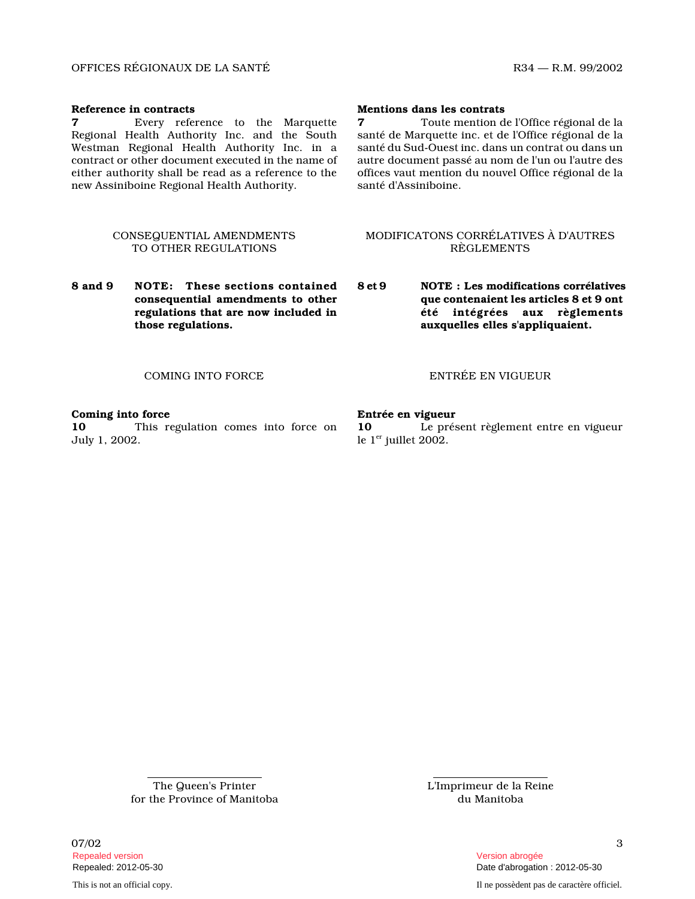**Reference in contracts**

**7** Every reference to the Marquette Regional Health Authority Inc. and the South Westman Regional Health Authority Inc. in a contract or other document executed in the name of either authority shall be read as a reference to the new Assiniboine Regional Health Authority.

**Mentions dans les contrats**

**7** Toute mention de l'Office régional de la santé de Marquette inc. et de l'Office régional de la santé du Sud-Ouest inc. dans un contrat ou dans un autre document passé au nom de l'un ou l'autre des offices vaut mention du nouvel Office régional de la santé d'Assiniboine.

## CONSEQUENTIAL AMENDMENTS TO OTHER REGULATIONS

## MODIFICATONS CORRÉLATIVES À D'AUTRES RÈGLEMENTS

**8 and 9** **NOTE: These sections contained consequential amendments to other regulations that are now included in those regulations.**

**8 et 9** **NOTE : Les modifications corrélatives que contenaient les articles 8 et 9 ont été intégrées aux règlements auxquelles elles s'appliquaient.**

## COMING INTO FORCE

## ENTRÉE EN VIGUEUR

**Coming into force**

**10** This regulation comes into force on July 1, 2002.

**Entrée en vigueur**

**10** Le présent règlement entre en vigueur le 1er juillet 2002.

The Queen's Printer
for the Province of Manitoba

L'Imprimeur de la Reine
du Manitoba

07/02

Repealed version
Repealed: 2012-05-30

Version abrogée
Date d'abrogation : 2012-05-30

This is not an official copy.

Il ne possèdent pas de caractère officiel.